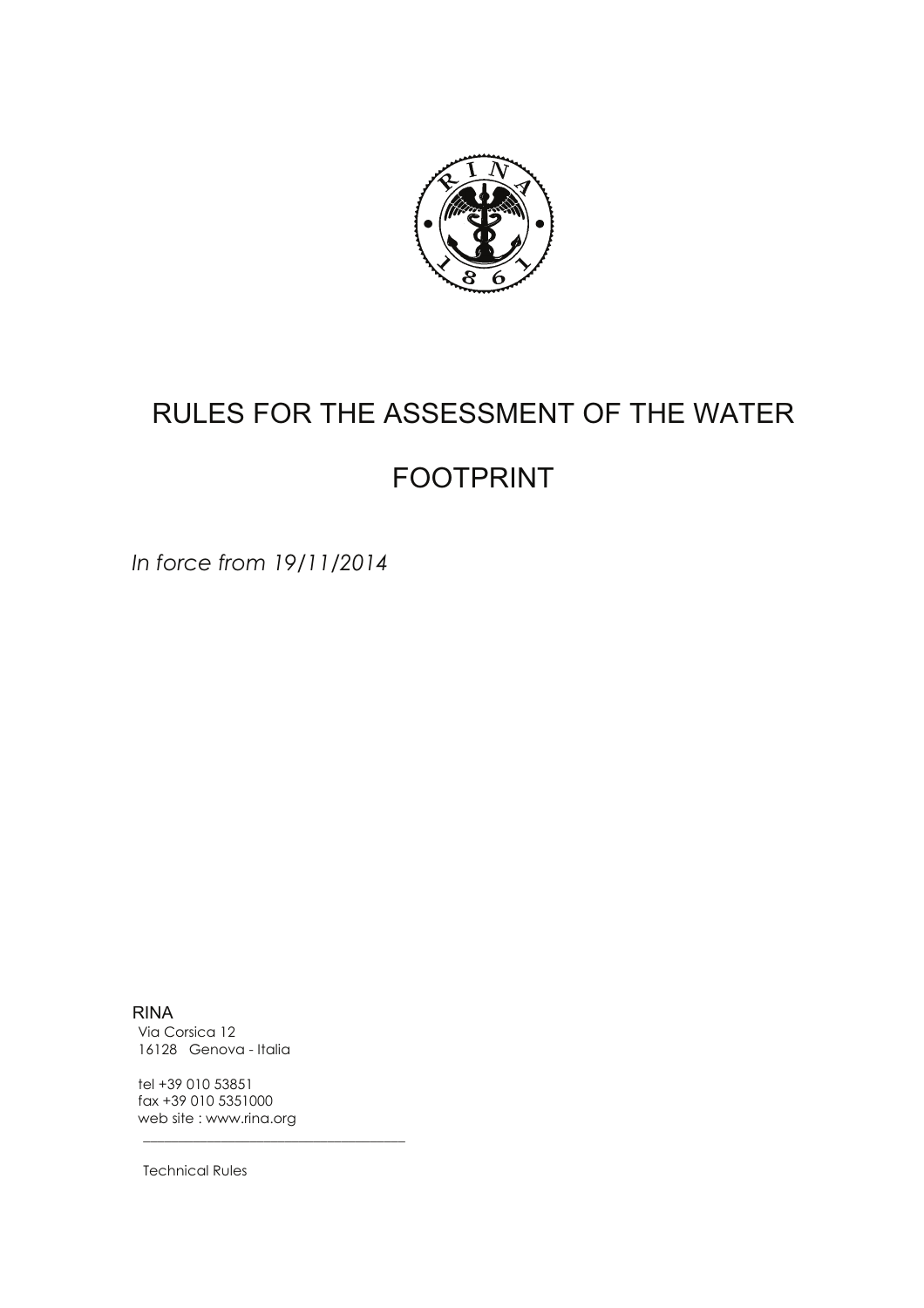# RULES FOR THE ASSESSMENT OF THE WATER FOOTPRINT

*In force from 19/11/2014*

RINA
Via Corsica 12
16128 Genova - Italia

tel +39 010 53851
fax +39 010 5351000
web site : www.rina.org

Technical Rules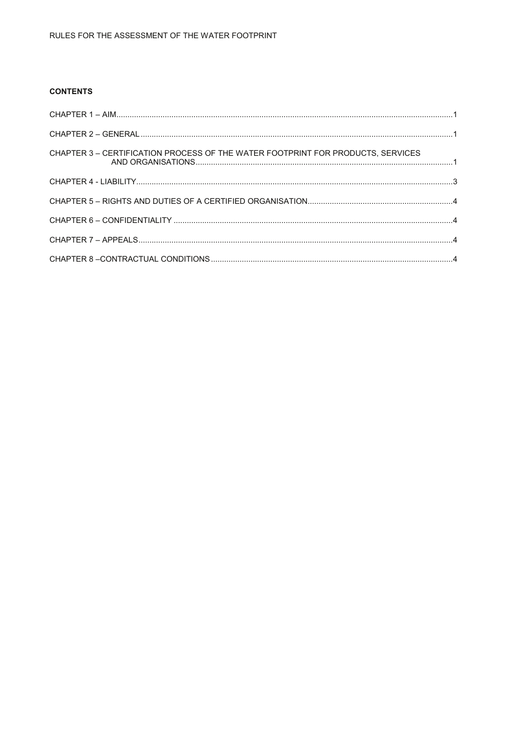**CONTENTS**

CHAPTER 1 – AIM ........................................................................................................................................1

CHAPTER 2 – GENERAL ..............................................................................................................................1

CHAPTER 3 – CERTIFICATION PROCESS OF THE WATER FOOTPRINT FOR PRODUCTS, SERVICES AND ORGANISATIONS ......................................................................................................................1

CHAPTER 4 - LIABILITY ...............................................................................................................................3

CHAPTER 5 – RIGHTS AND DUTIES OF A CERTIFIED ORGANISATION ..................................................................4

CHAPTER 6 – CONFIDENTIALITY ..................................................................................................................4

CHAPTER 7 – APPEALS ................................................................................................................................4

CHAPTER 8 –CONTRACTUAL CONDITIONS ......................................................................................................4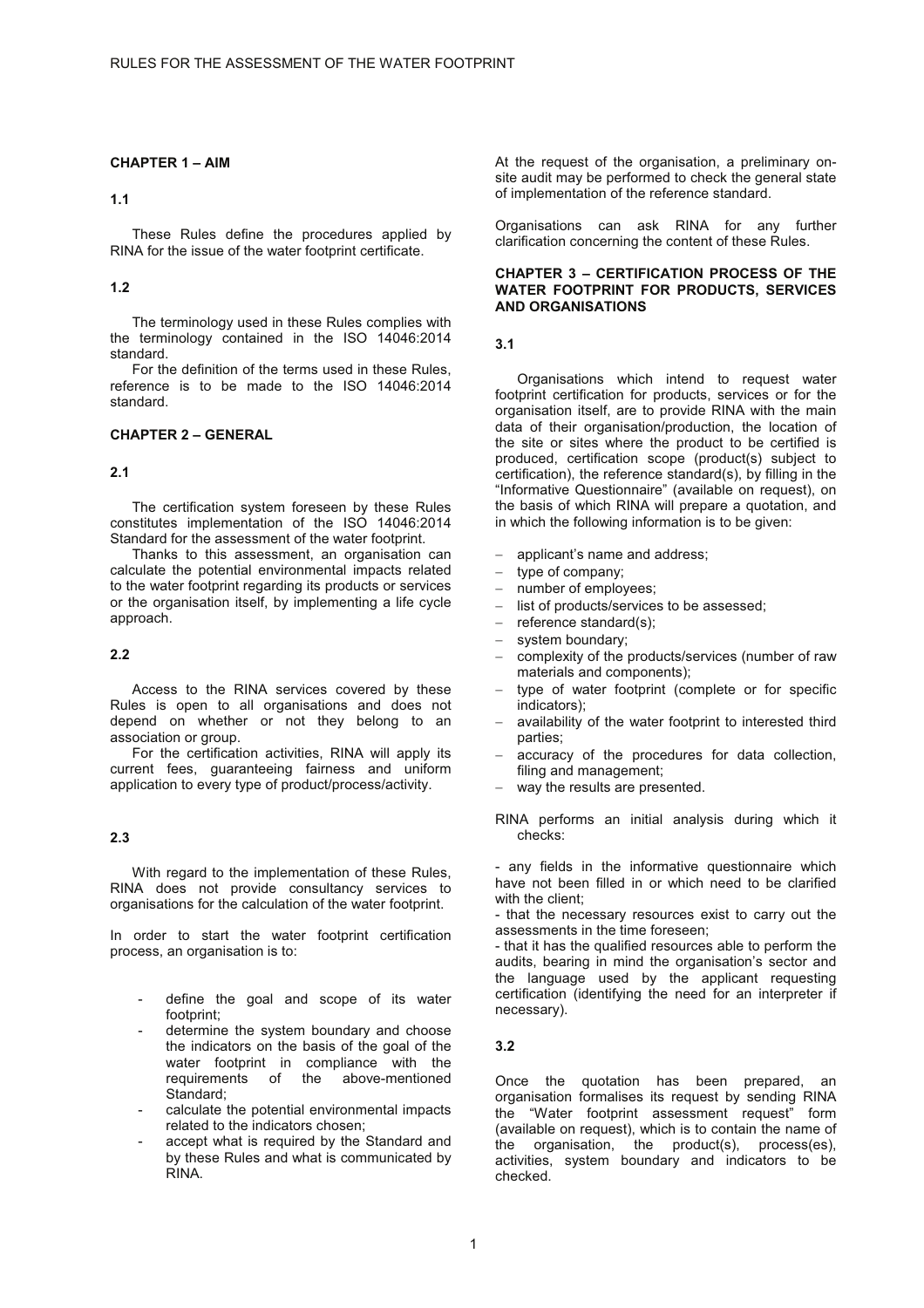## CHAPTER 1 – AIM

### 1.1

These Rules define the procedures applied by RINA for the issue of the water footprint certificate.

### 1.2

The terminology used in these Rules complies with the terminology contained in the ISO 14046:2014 standard.

For the definition of the terms used in these Rules, reference is to be made to the ISO 14046:2014 standard.

## CHAPTER 2 – GENERAL

### 2.1

The certification system foreseen by these Rules constitutes implementation of the ISO 14046:2014 Standard for the assessment of the water footprint.

Thanks to this assessment, an organisation can calculate the potential environmental impacts related to the water footprint regarding its products or services or the organisation itself, by implementing a life cycle approach.

### 2.2

Access to the RINA services covered by these Rules is open to all organisations and does not depend on whether or not they belong to an association or group.

For the certification activities, RINA will apply its current fees, guaranteeing fairness and uniform application to every type of product/process/activity.

### 2.3

With regard to the implementation of these Rules, RINA does not provide consultancy services to organisations for the calculation of the water footprint.

In order to start the water footprint certification process, an organisation is to:

- define the goal and scope of its water footprint;
- determine the system boundary and choose the indicators on the basis of the goal of the water footprint in compliance with the requirements of the above-mentioned Standard;
- calculate the potential environmental impacts related to the indicators chosen;
- accept what is required by the Standard and by these Rules and what is communicated by RINA.

At the request of the organisation, a preliminary on-site audit may be performed to check the general state of implementation of the reference standard.

Organisations can ask RINA for any further clarification concerning the content of these Rules.

## CHAPTER 3 – CERTIFICATION PROCESS OF THE WATER FOOTPRINT FOR PRODUCTS, SERVICES AND ORGANISATIONS

### 3.1

Organisations which intend to request water footprint certification for products, services or for the organisation itself, are to provide RINA with the main data of their organisation/production, the location of the site or sites where the product to be certified is produced, certification scope (product(s) subject to certification), the reference standard(s), by filling in the "Informative Questionnaire" (available on request), on the basis of which RINA will prepare a quotation, and in which the following information is to be given:

- applicant's name and address;
- type of company;
- number of employees;
- list of products/services to be assessed;
- reference standard(s);
- system boundary;
- complexity of the products/services (number of raw materials and components);
- type of water footprint (complete or for specific indicators);
- availability of the water footprint to interested third parties;
- accuracy of the procedures for data collection, filing and management;
- way the results are presented.

RINA performs an initial analysis during which it checks:

- any fields in the informative questionnaire which have not been filled in or which need to be clarified with the client;
- that the necessary resources exist to carry out the assessments in the time foreseen;
- that it has the qualified resources able to perform the audits, bearing in mind the organisation's sector and the language used by the applicant requesting certification (identifying the need for an interpreter if necessary).

### 3.2

Once the quotation has been prepared, an organisation formalises its request by sending RINA the "Water footprint assessment request" form (available on request), which is to contain the name of the organisation, the product(s), process(es), activities, system boundary and indicators to be checked.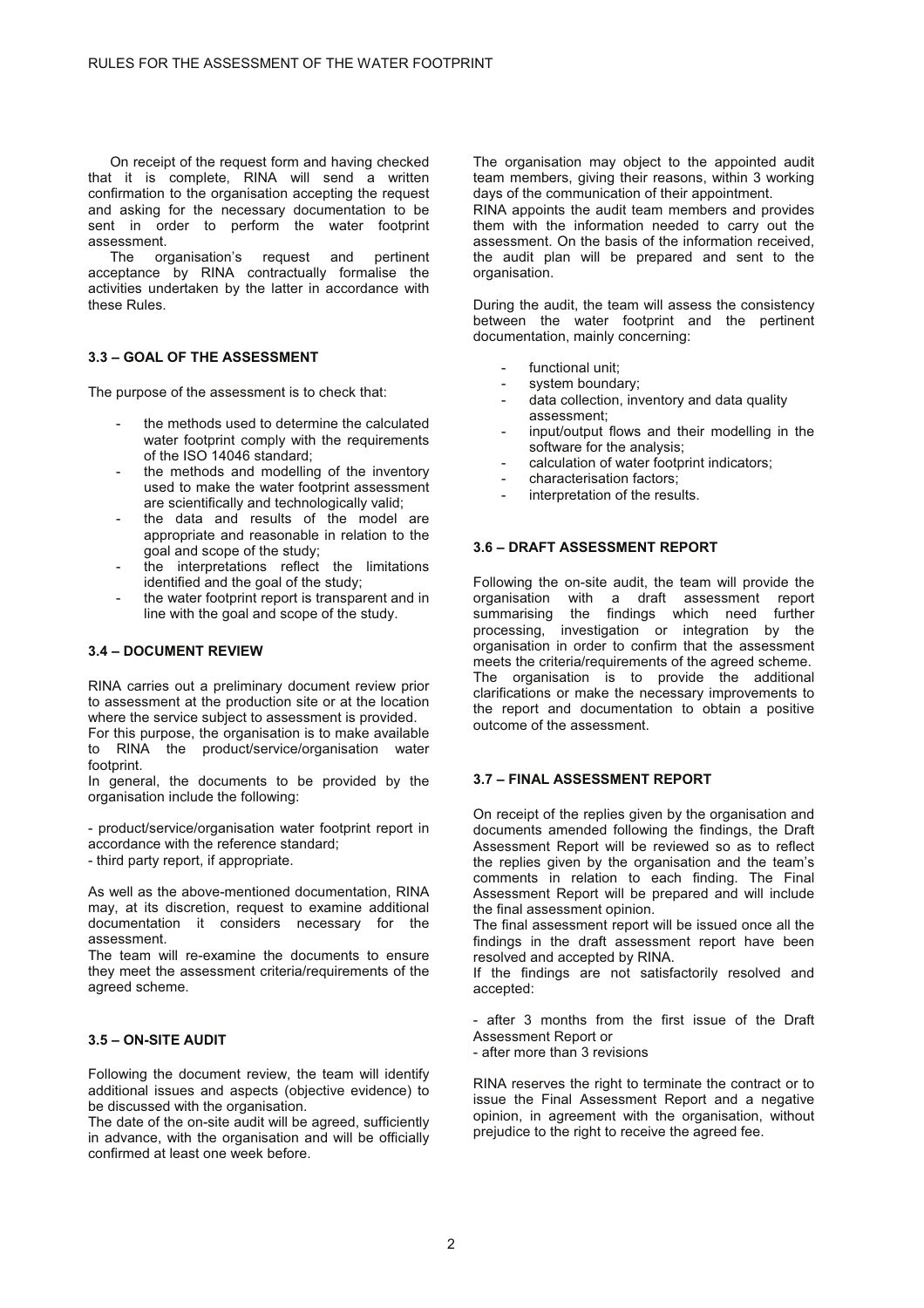On receipt of the request form and having checked that it is complete, RINA will send a written confirmation to the organisation accepting the request and asking for the necessary documentation to be sent in order to perform the water footprint assessment.

The organisation's request and pertinent acceptance by RINA contractually formalise the activities undertaken by the latter in accordance with these Rules.

### 3.3 – GOAL OF THE ASSESSMENT

The purpose of the assessment is to check that:

- the methods used to determine the calculated water footprint comply with the requirements of the ISO 14046 standard;
- the methods and modelling of the inventory used to make the water footprint assessment are scientifically and technologically valid;
- the data and results of the model are appropriate and reasonable in relation to the goal and scope of the study;
- the interpretations reflect the limitations identified and the goal of the study;
- the water footprint report is transparent and in line with the goal and scope of the study.

### 3.4 – DOCUMENT REVIEW

RINA carries out a preliminary document review prior to assessment at the production site or at the location where the service subject to assessment is provided.

For this purpose, the organisation is to make available to RINA the product/service/organisation water footprint.

In general, the documents to be provided by the organisation include the following:

- product/service/organisation water footprint report in accordance with the reference standard;
- third party report, if appropriate.

As well as the above-mentioned documentation, RINA may, at its discretion, request to examine additional documentation it considers necessary for the assessment.

The team will re-examine the documents to ensure they meet the assessment criteria/requirements of the agreed scheme.

### 3.5 – ON-SITE AUDIT

Following the document review, the team will identify additional issues and aspects (objective evidence) to be discussed with the organisation.

The date of the on-site audit will be agreed, sufficiently in advance, with the organisation and will be officially confirmed at least one week before.

The organisation may object to the appointed audit team members, giving their reasons, within 3 working days of the communication of their appointment.

RINA appoints the audit team members and provides them with the information needed to carry out the assessment. On the basis of the information received, the audit plan will be prepared and sent to the organisation.

During the audit, the team will assess the consistency between the water footprint and the pertinent documentation, mainly concerning:

- functional unit;
- system boundary;
- data collection, inventory and data quality assessment;
- input/output flows and their modelling in the software for the analysis;
- calculation of water footprint indicators;
- characterisation factors;
- interpretation of the results.

### 3.6 – DRAFT ASSESSMENT REPORT

Following the on-site audit, the team will provide the organisation with a draft assessment report summarising the findings which need further processing, investigation or integration by the organisation in order to confirm that the assessment meets the criteria/requirements of the agreed scheme.

The organisation is to provide the additional clarifications or make the necessary improvements to the report and documentation to obtain a positive outcome of the assessment.

### 3.7 – FINAL ASSESSMENT REPORT

On receipt of the replies given by the organisation and documents amended following the findings, the Draft Assessment Report will be reviewed so as to reflect the replies given by the organisation and the team's comments in relation to each finding. The Final Assessment Report will be prepared and will include the final assessment opinion.

The final assessment report will be issued once all the findings in the draft assessment report have been resolved and accepted by RINA.

If the findings are not satisfactorily resolved and accepted:

- after 3 months from the first issue of the Draft Assessment Report or
- after more than 3 revisions

RINA reserves the right to terminate the contract or to issue the Final Assessment Report and a negative opinion, in agreement with the organisation, without prejudice to the right to receive the agreed fee.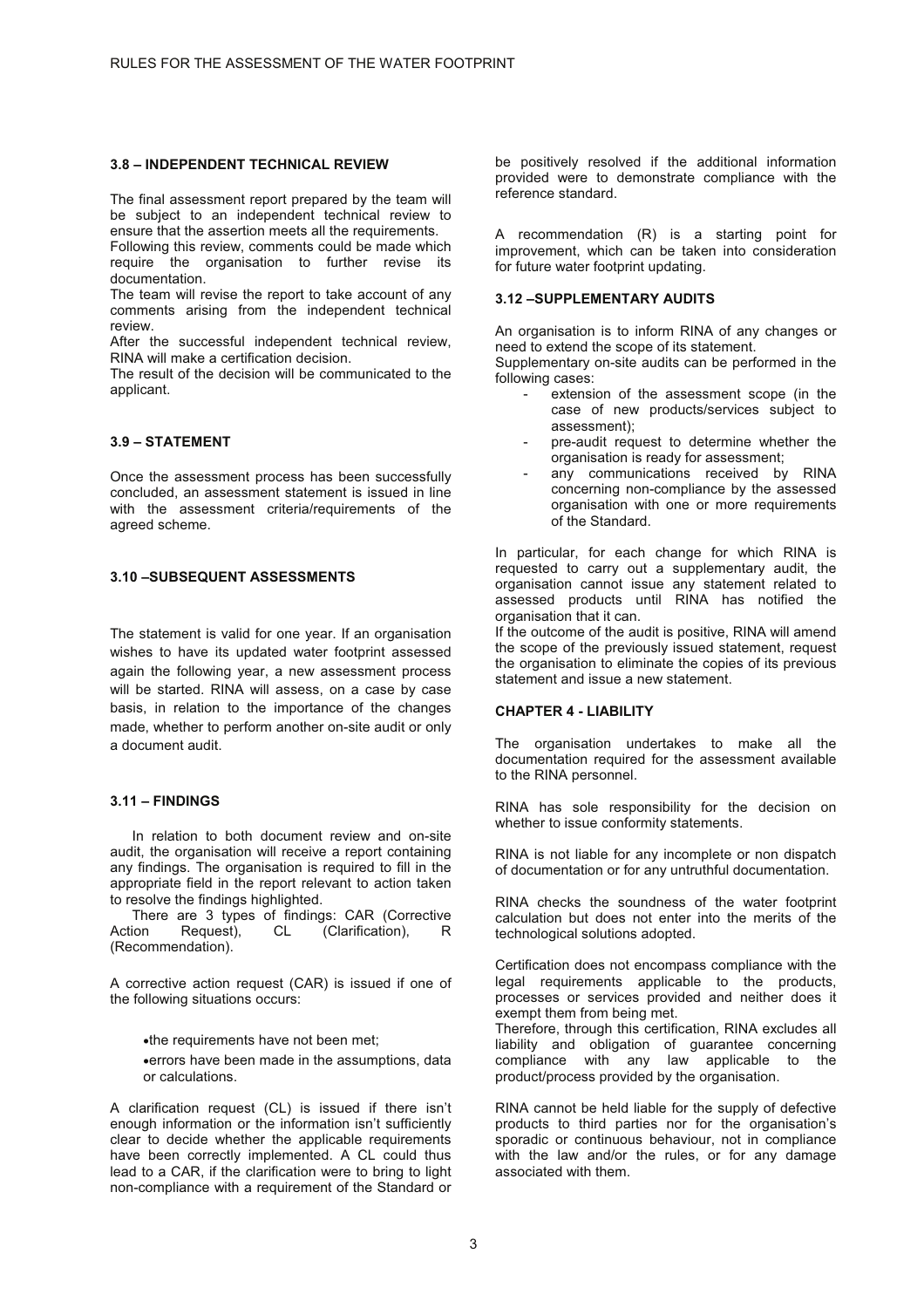### 3.8 – INDEPENDENT TECHNICAL REVIEW

The final assessment report prepared by the team will be subject to an independent technical review to ensure that the assertion meets all the requirements.
Following this review, comments could be made which require the organisation to further revise its documentation.
The team will revise the report to take account of any comments arising from the independent technical review.
After the successful independent technical review, RINA will make a certification decision.
The result of the decision will be communicated to the applicant.

### 3.9 – STATEMENT

Once the assessment process has been successfully concluded, an assessment statement is issued in line with the assessment criteria/requirements of the agreed scheme.

### 3.10 –SUBSEQUENT ASSESSMENTS

The statement is valid for one year. If an organisation wishes to have its updated water footprint assessed again the following year, a new assessment process will be started. RINA will assess, on a case by case basis, in relation to the importance of the changes made, whether to perform another on-site audit or only a document audit.

### 3.11 – FINDINGS

In relation to both document review and on-site audit, the organisation will receive a report containing any findings. The organisation is required to fill in the appropriate field in the report relevant to action taken to resolve the findings highlighted.

There are 3 types of findings: CAR (Corrective Action Request), CL (Clarification), R (Recommendation).

A corrective action request (CAR) is issued if one of the following situations occurs:

- the requirements have not been met;
- errors have been made in the assumptions, data or calculations.

A clarification request (CL) is issued if there isn't enough information or the information isn't sufficiently clear to decide whether the applicable requirements have been correctly implemented. A CL could thus lead to a CAR, if the clarification were to bring to light non-compliance with a requirement of the Standard or be positively resolved if the additional information provided were to demonstrate compliance with the reference standard.

A recommendation (R) is a starting point for improvement, which can be taken into consideration for future water footprint updating.

### 3.12 –SUPPLEMENTARY AUDITS

An organisation is to inform RINA of any changes or need to extend the scope of its statement.
Supplementary on-site audits can be performed in the following cases:

- extension of the assessment scope (in the case of new products/services subject to assessment);
- pre-audit request to determine whether the organisation is ready for assessment;
- any communications received by RINA concerning non-compliance by the assessed organisation with one or more requirements of the Standard.

In particular, for each change for which RINA is requested to carry out a supplementary audit, the organisation cannot issue any statement related to assessed products until RINA has notified the organisation that it can.
If the outcome of the audit is positive, RINA will amend the scope of the previously issued statement, request the organisation to eliminate the copies of its previous statement and issue a new statement.

## CHAPTER 4 - LIABILITY

The organisation undertakes to make all the documentation required for the assessment available to the RINA personnel.

RINA has sole responsibility for the decision on whether to issue conformity statements.

RINA is not liable for any incomplete or non dispatch of documentation or for any untruthful documentation.

RINA checks the soundness of the water footprint calculation but does not enter into the merits of the technological solutions adopted.

Certification does not encompass compliance with the legal requirements applicable to the products, processes or services provided and neither does it exempt them from being met.
Therefore, through this certification, RINA excludes all liability and obligation of guarantee concerning compliance with any law applicable to the product/process provided by the organisation.

RINA cannot be held liable for the supply of defective products to third parties nor for the organisation's sporadic or continuous behaviour, not in compliance with the law and/or the rules, or for any damage associated with them.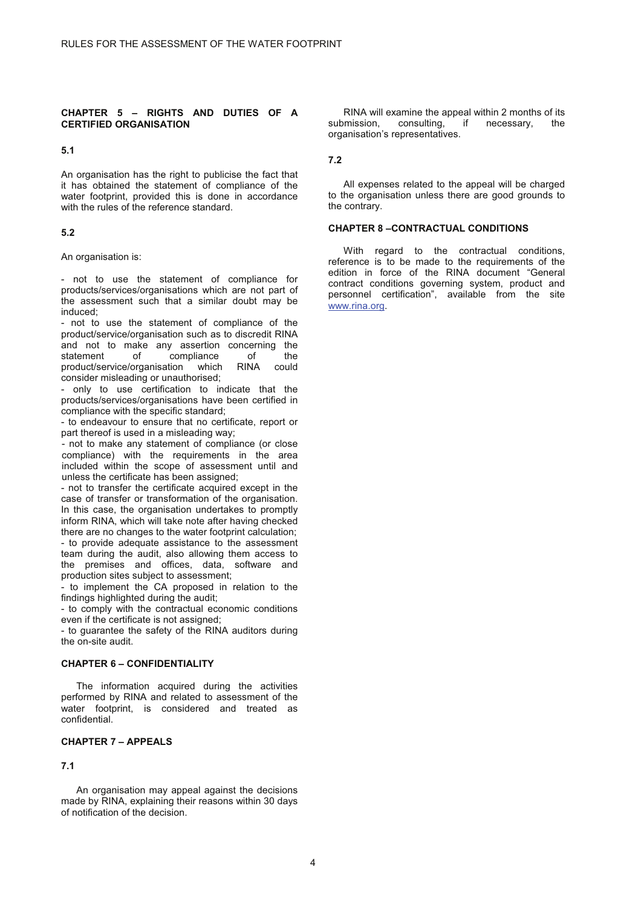## CHAPTER 5 – RIGHTS AND DUTIES OF A CERTIFIED ORGANISATION

### 5.1

An organisation has the right to publicise the fact that it has obtained the statement of compliance of the water footprint, provided this is done in accordance with the rules of the reference standard.

### 5.2

An organisation is:

- not to use the statement of compliance for products/services/organisations which are not part of the assessment such that a similar doubt may be induced;
- not to use the statement of compliance of the product/service/organisation such as to discredit RINA and not to make any assertion concerning the statement of compliance of the product/service/organisation which RINA could consider misleading or unauthorised;
- only to use certification to indicate that the products/services/organisations have been certified in compliance with the specific standard;
- to endeavour to ensure that no certificate, report or part thereof is used in a misleading way;
- not to make any statement of compliance (or close compliance) with the requirements in the area included within the scope of assessment until and unless the certificate has been assigned;
- not to transfer the certificate acquired except in the case of transfer or transformation of the organisation. In this case, the organisation undertakes to promptly inform RINA, which will take note after having checked there are no changes to the water footprint calculation;
- to provide adequate assistance to the assessment team during the audit, also allowing them access to the premises and offices, data, software and production sites subject to assessment;
- to implement the CA proposed in relation to the findings highlighted during the audit;
- to comply with the contractual economic conditions even if the certificate is not assigned;
- to guarantee the safety of the RINA auditors during the on-site audit.

## CHAPTER 6 – CONFIDENTIALITY

The information acquired during the activities performed by RINA and related to assessment of the water footprint, is considered and treated as confidential.

## CHAPTER 7 – APPEALS

### 7.1

An organisation may appeal against the decisions made by RINA, explaining their reasons within 30 days of notification of the decision.

RINA will examine the appeal within 2 months of its submission, consulting, if necessary, the organisation's representatives.

### 7.2

All expenses related to the appeal will be charged to the organisation unless there are good grounds to the contrary.

## CHAPTER 8 –CONTRACTUAL CONDITIONS

With regard to the contractual conditions, reference is to be made to the requirements of the edition in force of the RINA document "General contract conditions governing system, product and personnel certification", available from the site www.rina.org.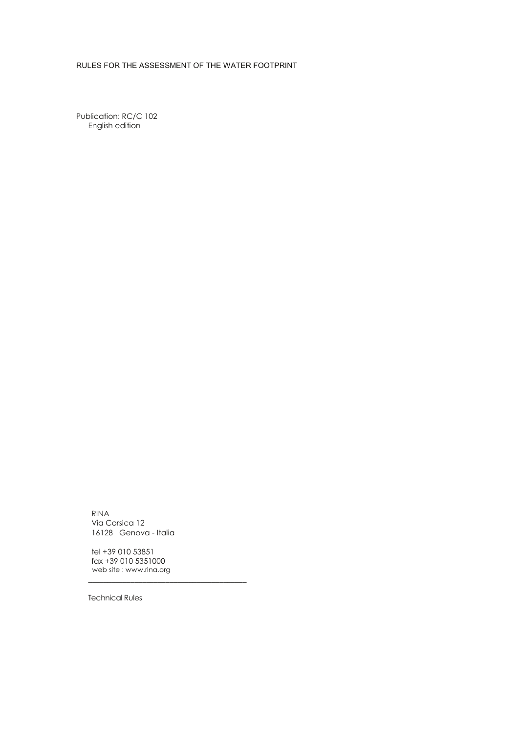RULES FOR THE ASSESSMENT OF THE WATER FOOTPRINT

Publication: RC/C 102
English edition

RINA
Via Corsica 12
16128 Genova - Italia

tel +39 010 53851
fax +39 010 5351000
web site : www.rina.org

Technical Rules